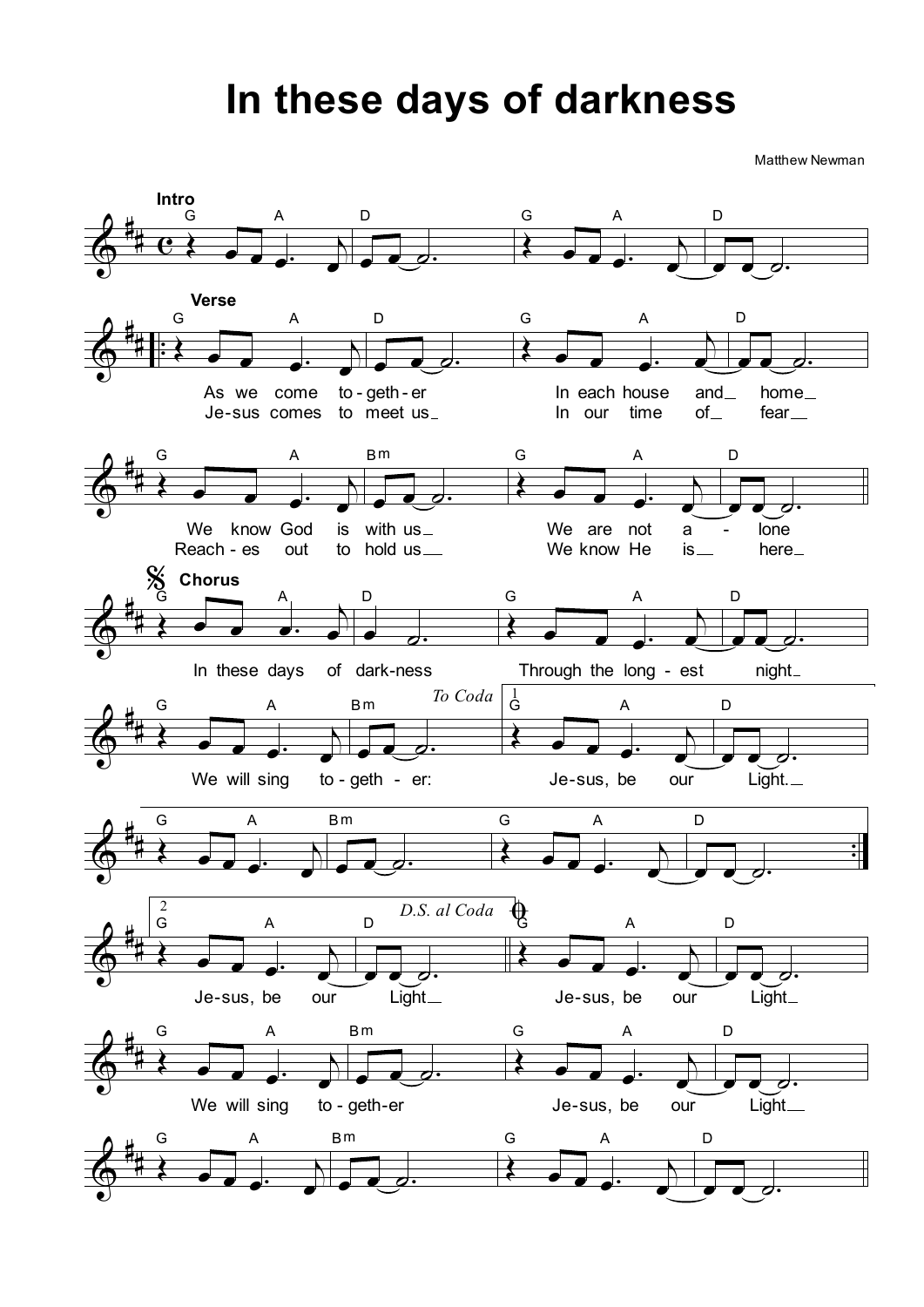# In these days of darkness

Matthew Newman

**Intro**

G A D G A D

**Verse**

G A D G A D
As we come to-geth-er In each house and home
Je-sus comes to meet us In our time of fear

G A Bm G A D
We know God is with us We are not a - lone
Reach-es out to hold us We know He is here

**Chorus**

G A D G A D
In these days of dark-ness Through the long-est night

G A Bm
We will sing to-geth-er:

*To Coda*

1.
G A D
Je-sus, be our Light.

G A Bm G A D

2.
G A D
Je-sus, be our Light

*D.S. al Coda*

Coda

G A D
Je-sus, be our Light

G A Bm G A D
We will sing to-geth-er Je-sus, be our Light

G A Bm G A D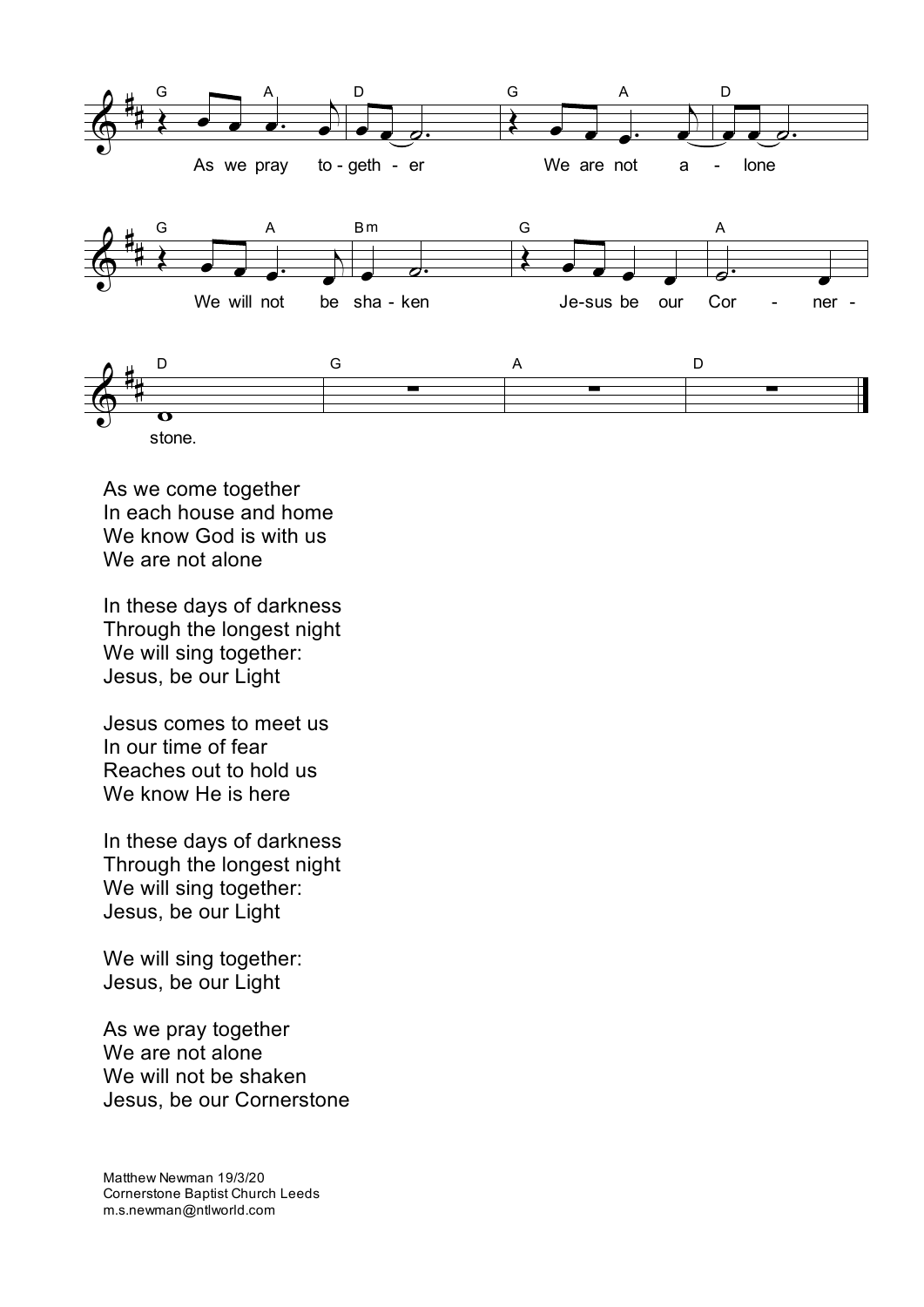As we come together
In each house and home
We know God is with us
We are not alone

In these days of darkness
Through the longest night
We will sing together:
Jesus, be our Light

Jesus comes to meet us
In our time of fear
Reaches out to hold us
We know He is here

In these days of darkness
Through the longest night
We will sing together:
Jesus, be our Light

We will sing together:
Jesus, be our Light

As we pray together
We are not alone
We will not be shaken
Jesus, be our Cornerstone

Matthew Newman 19/3/20
Cornerstone Baptist Church Leeds
m.s.newman@ntlworld.com